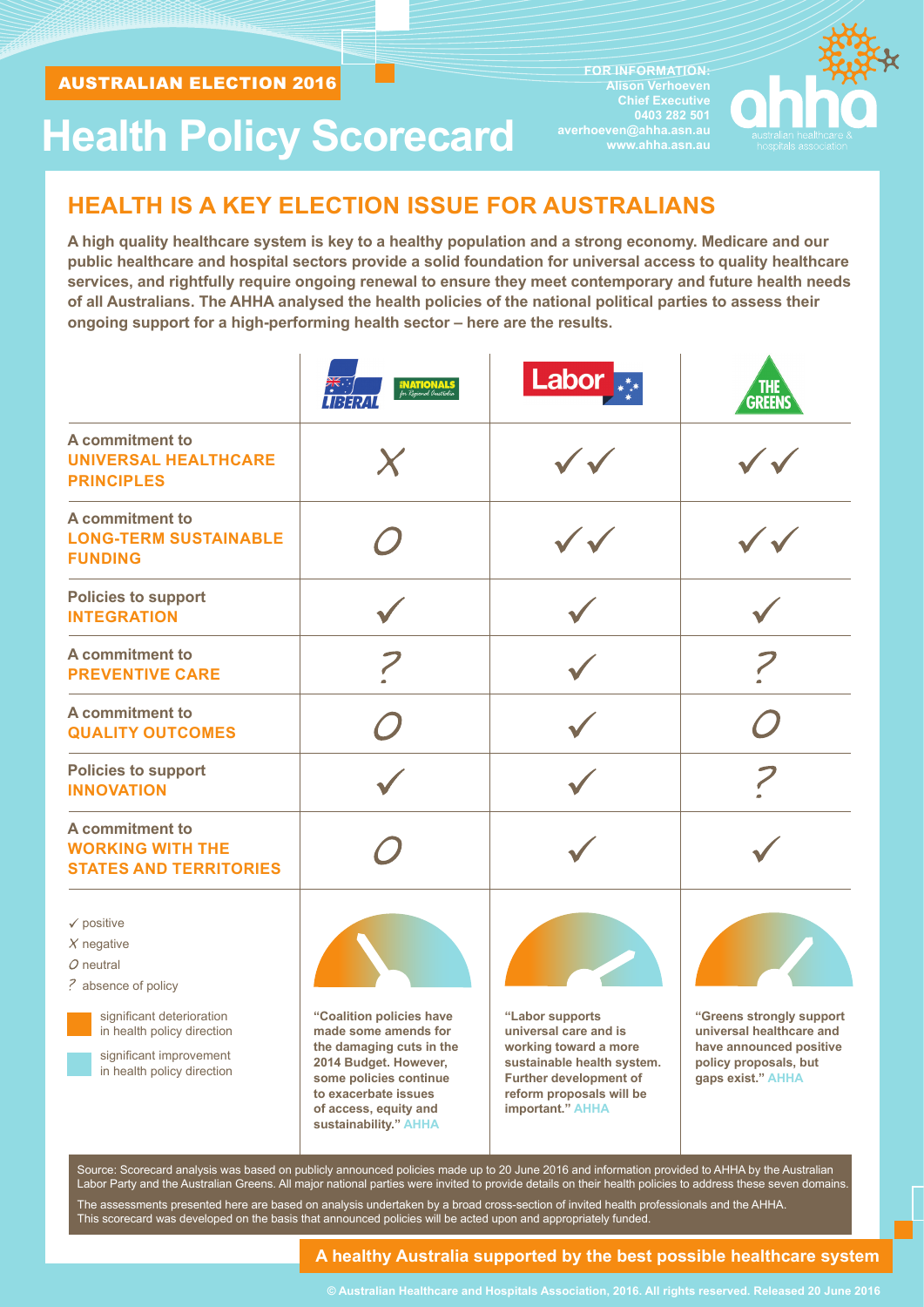AUSTRALIAN ELECTION 2016

# Health Policy Scorecard

FOR INFORMATION:
Alison Verhoeven
Chief Executive
0403 282 501
averhoeven@ahha.asn.au
www.ahha.asn.au

ahha australian healthcare & hospitals association

## HEALTH IS A KEY ELECTION ISSUE FOR AUSTRALIANS

**A high quality healthcare system is key to a healthy population and a strong economy. Medicare and our public healthcare and hospital sectors provide a solid foundation for universal access to quality healthcare services, and rightfully require ongoing renewal to ensure they meet contemporary and future health needs of all Australians. The AHHA analysed the health policies of the national political parties to assess their ongoing support for a high-performing health sector – here are the results.**

| | Liberal / Nationals | Labor | The Greens |
|---|---|---|---|
| A commitment to **UNIVERSAL HEALTHCARE PRINCIPLES** | X | ✓✓ | ✓✓ |
| A commitment to **LONG-TERM SUSTAINABLE FUNDING** | O | ✓✓ | ✓✓ |
| Policies to support **INTEGRATION** | ✓ | ✓ | ✓ |
| A commitment to **PREVENTIVE CARE** | ? | ✓ | ? |
| A commitment to **QUALITY OUTCOMES** | O | ✓ | O |
| Policies to support **INNOVATION** | ✓ | ✓ | ? |
| A commitment to **WORKING WITH THE STATES AND TERRITORIES** | O | ✓ | ✓ |
| | **"Coalition policies have made some amends for the damaging cuts in the 2014 Budget. However, some policies continue to exacerbate issues of access, equity and sustainability." AHHA** | **"Labor supports universal care and is working toward a more sustainable health system. Further development of reform proposals will be important." AHHA** | **"Greens strongly support universal healthcare and have announced positive policy proposals, but gaps exist." AHHA** |

✓ positive
X negative
O neutral
? absence of policy

significant deterioration in health policy direction
significant improvement in health policy direction

Source: Scorecard analysis was based on publicly announced policies made up to 20 June 2016 and information provided to AHHA by the Australian Labor Party and the Australian Greens. All major national parties were invited to provide details on their health policies to address these seven domains.

The assessments presented here are based on analysis undertaken by a broad cross-section of invited health professionals and the AHHA. This scorecard was developed on the basis that announced policies will be acted upon and appropriately funded.

**A healthy Australia supported by the best possible healthcare system**

© Australian Healthcare and Hospitals Association, 2016. All rights reserved. Released 20 June 2016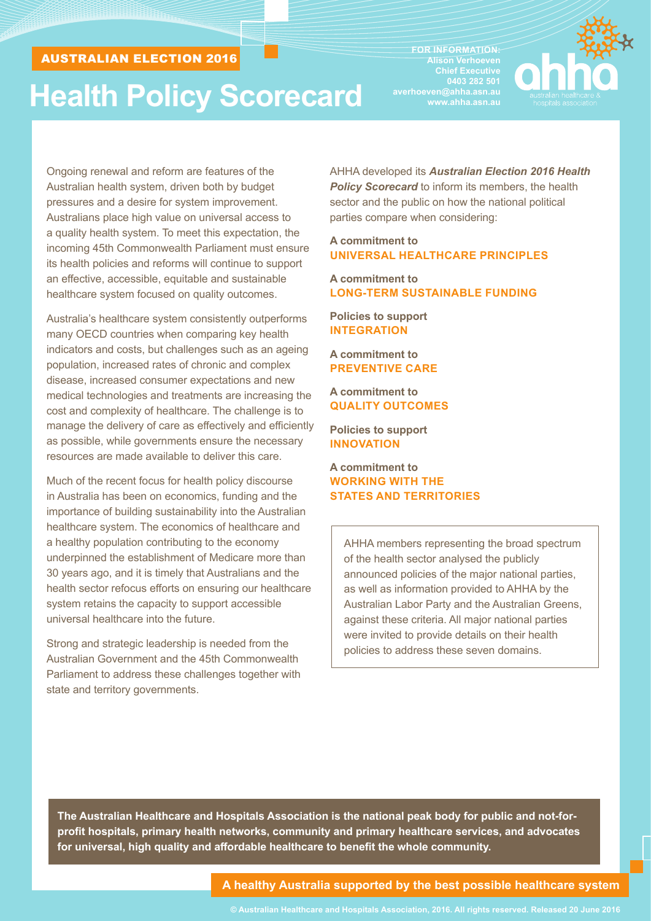AUSTRALIAN ELECTION 2016

# Health Policy Scorecard

**FOR INFORMATION:**
**Alison Verhoeven**
**Chief Executive**
**0403 282 501**
**averhoeven@ahha.asn.au**
**www.ahha.asn.au**

Ongoing renewal and reform are features of the Australian health system, driven both by budget pressures and a desire for system improvement. Australians place high value on universal access to a quality health system. To meet this expectation, the incoming 45th Commonwealth Parliament must ensure its health policies and reforms will continue to support an effective, accessible, equitable and sustainable healthcare system focused on quality outcomes.

Australia's healthcare system consistently outperforms many OECD countries when comparing key health indicators and costs, but challenges such as an ageing population, increased rates of chronic and complex disease, increased consumer expectations and new medical technologies and treatments are increasing the cost and complexity of healthcare. The challenge is to manage the delivery of care as effectively and efficiently as possible, while governments ensure the necessary resources are made available to deliver this care.

Much of the recent focus for health policy discourse in Australia has been on economics, funding and the importance of building sustainability into the Australian healthcare system. The economics of healthcare and a healthy population contributing to the economy underpinned the establishment of Medicare more than 30 years ago, and it is timely that Australians and the health sector refocus efforts on ensuring our healthcare system retains the capacity to support accessible universal healthcare into the future.

Strong and strategic leadership is needed from the Australian Government and the 45th Commonwealth Parliament to address these challenges together with state and territory governments.

AHHA developed its ***Australian Election 2016 Health Policy Scorecard*** to inform its members, the health sector and the public on how the national political parties compare when considering:

**A commitment to**
**UNIVERSAL HEALTHCARE PRINCIPLES**

**A commitment to**
**LONG-TERM SUSTAINABLE FUNDING**

**Policies to support**
**INTEGRATION**

**A commitment to**
**PREVENTIVE CARE**

**A commitment to**
**QUALITY OUTCOMES**

**Policies to support**
**INNOVATION**

**A commitment to**
**WORKING WITH THE STATES AND TERRITORIES**

AHHA members representing the broad spectrum of the health sector analysed the publicly announced policies of the major national parties, as well as information provided to AHHA by the Australian Labor Party and the Australian Greens, against these criteria. All major national parties were invited to provide details on their health policies to address these seven domains.

**The Australian Healthcare and Hospitals Association is the national peak body for public and not-for-profit hospitals, primary health networks, community and primary healthcare services, and advocates for universal, high quality and affordable healthcare to benefit the whole community.**

**A healthy Australia supported by the best possible healthcare system**

© Australian Healthcare and Hospitals Association, 2016. All rights reserved. Released 20 June 2016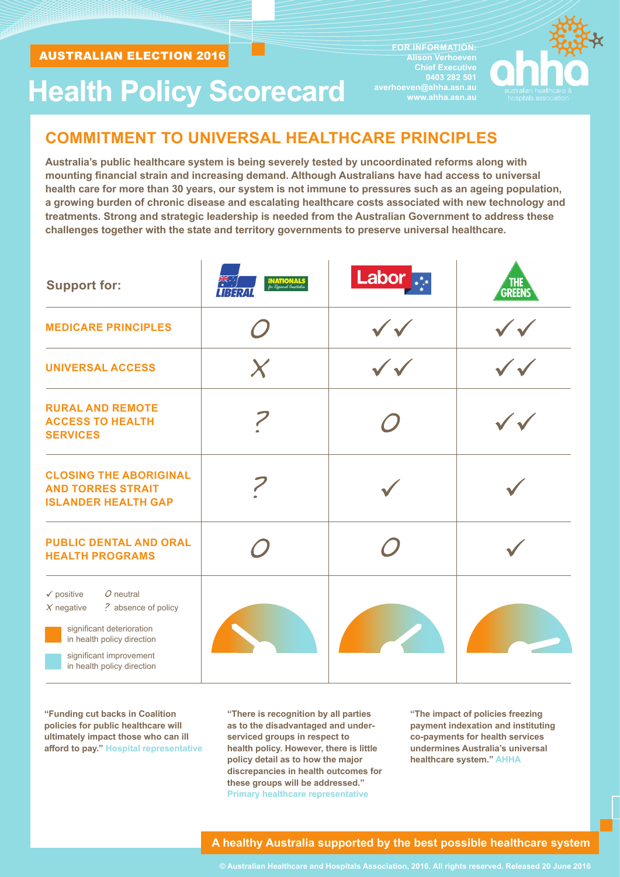AUSTRALIAN ELECTION 2016

# Health Policy Scorecard

FOR INFORMATION:
Alison Verhoeven
Chief Executive
0403 282 501
averhoeven@ahha.asn.au
www.ahha.asn.au

ahha australian healthcare & hospitals association

## COMMITMENT TO UNIVERSAL HEALTHCARE PRINCIPLES

**Australia's public healthcare system is being severely tested by uncoordinated reforms along with mounting financial strain and increasing demand. Although Australians have had access to universal health care for more than 30 years, our system is not immune to pressures such as an ageing population, a growing burden of chronic disease and escalating healthcare costs associated with new technology and treatments. Strong and strategic leadership is needed from the Australian Government to address these challenges together with the state and territory governments to preserve universal healthcare.**

| Support for: | Liberal / Nationals | Labor | The Greens |
|---|---|---|---|
| MEDICARE PRINCIPLES | O | ✓✓ | ✓✓ |
| UNIVERSAL ACCESS | X | ✓✓ | ✓✓ |
| RURAL AND REMOTE ACCESS TO HEALTH SERVICES | ? | O | ✓✓ |
| CLOSING THE ABORIGINAL AND TORRES STRAIT ISLANDER HEALTH GAP | ? | ✓ | ✓ |
| PUBLIC DENTAL AND ORAL HEALTH PROGRAMS | O | O | ✓ |

✓ positive  O neutral
X negative  ? absence of policy

significant deterioration in health policy direction

significant improvement in health policy direction

**"Funding cut backs in Coalition policies for public healthcare will ultimately impact those who can ill afford to pay."** Hospital representative

**"There is recognition by all parties as to the disadvantaged and under-serviced groups in respect to health policy. However, there is little policy detail as to how the major discrepancies in health outcomes for these groups will be addressed."** Primary healthcare representative

**"The impact of policies freezing payment indexation and instituting co-payments for health services undermines Australia's universal healthcare system."** AHHA

**A healthy Australia supported by the best possible healthcare system**

© Australian Healthcare and Hospitals Association, 2016. All rights reserved. Released 20 June 2016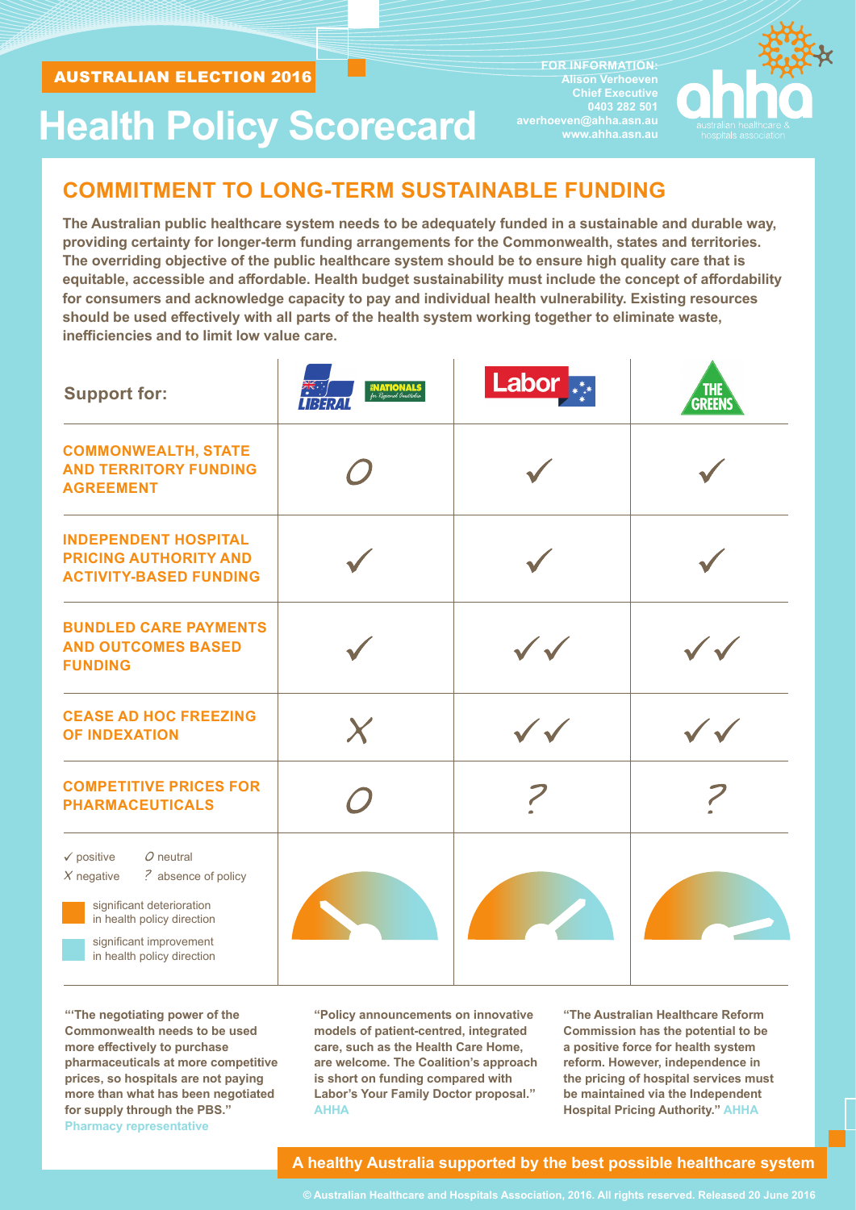AUSTRALIAN ELECTION 2016

# Health Policy Scorecard

FOR INFORMATION:
Alison Verhoeven
Chief Executive
0403 282 501
averhoeven@ahha.asn.au
www.ahha.asn.au

ahha australian healthcare & hospitals association

## COMMITMENT TO LONG-TERM SUSTAINABLE FUNDING

**The Australian public healthcare system needs to be adequately funded in a sustainable and durable way, providing certainty for longer-term funding arrangements for the Commonwealth, states and territories. The overriding objective of the public healthcare system should be to ensure high quality care that is equitable, accessible and affordable. Health budget sustainability must include the concept of affordability for consumers and acknowledge capacity to pay and individual health vulnerability. Existing resources should be used effectively with all parts of the health system working together to eliminate waste, inefficiencies and to limit low value care.**

| Support for: | Liberal / Nationals | Labor | The Greens |
|---|---|---|---|
| COMMONWEALTH, STATE AND TERRITORY FUNDING AGREEMENT | O | ✓ | ✓ |
| INDEPENDENT HOSPITAL PRICING AUTHORITY AND ACTIVITY-BASED FUNDING | ✓ | ✓ | ✓ |
| BUNDLED CARE PAYMENTS AND OUTCOMES BASED FUNDING | ✓ | ✓✓ | ✓✓ |
| CEASE AD HOC FREEZING OF INDEXATION | X | ✓✓ | ✓✓ |
| COMPETITIVE PRICES FOR PHARMACEUTICALS | O | ? | ? |

✓ positive  O neutral
X negative  ? absence of policy

significant deterioration in health policy direction

significant improvement in health policy direction

**"'The negotiating power of the Commonwealth needs to be used more effectively to purchase pharmaceuticals at more competitive prices, so hospitals are not paying more than what has been negotiated for supply through the PBS."** Pharmacy representative

**"Policy announcements on innovative models of patient-centred, integrated care, such as the Health Care Home, are welcome. The Coalition's approach is short on funding compared with Labor's Your Family Doctor proposal."** AHHA

**"The Australian Healthcare Reform Commission has the potential to be a positive force for health system reform. However, independence in the pricing of hospital services must be maintained via the Independent Hospital Pricing Authority."** AHHA

**A healthy Australia supported by the best possible healthcare system**

© Australian Healthcare and Hospitals Association, 2016. All rights reserved. Released 20 June 2016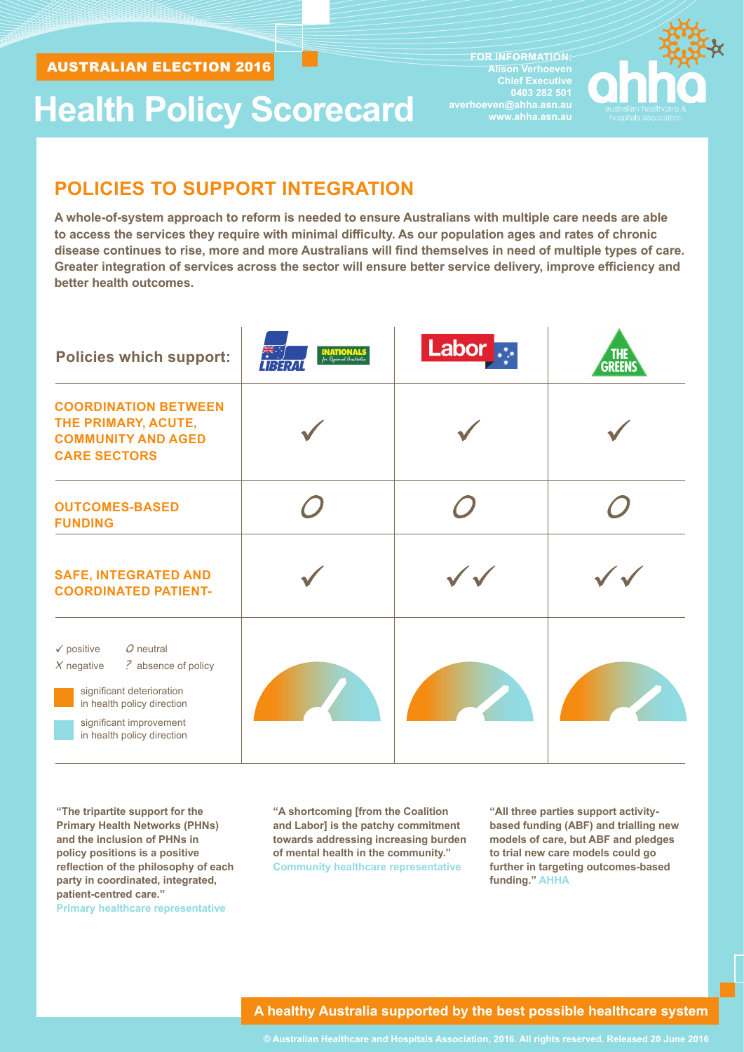AUSTRALIAN ELECTION 2016

# Health Policy Scorecard

FOR INFORMATION:
Alison Verhoeven
Chief Executive
0403 282 501
averhoeven@ahha.asn.au
www.ahha.asn.au

ahha australian healthcare & hospitals association

## POLICIES TO SUPPORT INTEGRATION

**A whole-of-system approach to reform is needed to ensure Australians with multiple care needs are able to access the services they require with minimal difficulty. As our population ages and rates of chronic disease continues to rise, more and more Australians will find themselves in need of multiple types of care. Greater integration of services across the sector will ensure better service delivery, improve efficiency and better health outcomes.**

| Policies which support: | Liberal / Nationals | Labor | The Greens |
|---|---|---|---|
| COORDINATION BETWEEN THE PRIMARY, ACUTE, COMMUNITY AND AGED CARE SECTORS | ✓ | ✓ | ✓ |
| OUTCOMES-BASED FUNDING | O | O | O |
| SAFE, INTEGRATED AND COORDINATED PATIENT- | ✓ | ✓✓ | ✓✓ |

✓ positive  O neutral
X negative  ? absence of policy

significant deterioration in health policy direction

significant improvement in health policy direction

**"The tripartite support for the Primary Health Networks (PHNs) and the inclusion of PHNs in policy positions is a positive reflection of the philosophy of each party in coordinated, integrated, patient-centred care."**
Primary healthcare representative

**"A shortcoming [from the Coalition and Labor] is the patchy commitment towards addressing increasing burden of mental health in the community."**
Community healthcare representative

**"All three parties support activity-based funding (ABF) and trialling new models of care, but ABF and pledges to trial new care models could go further in targeting outcomes-based funding."** AHHA

**A healthy Australia supported by the best possible healthcare system**

© Australian Healthcare and Hospitals Association, 2016. All rights reserved. Released 20 June 2016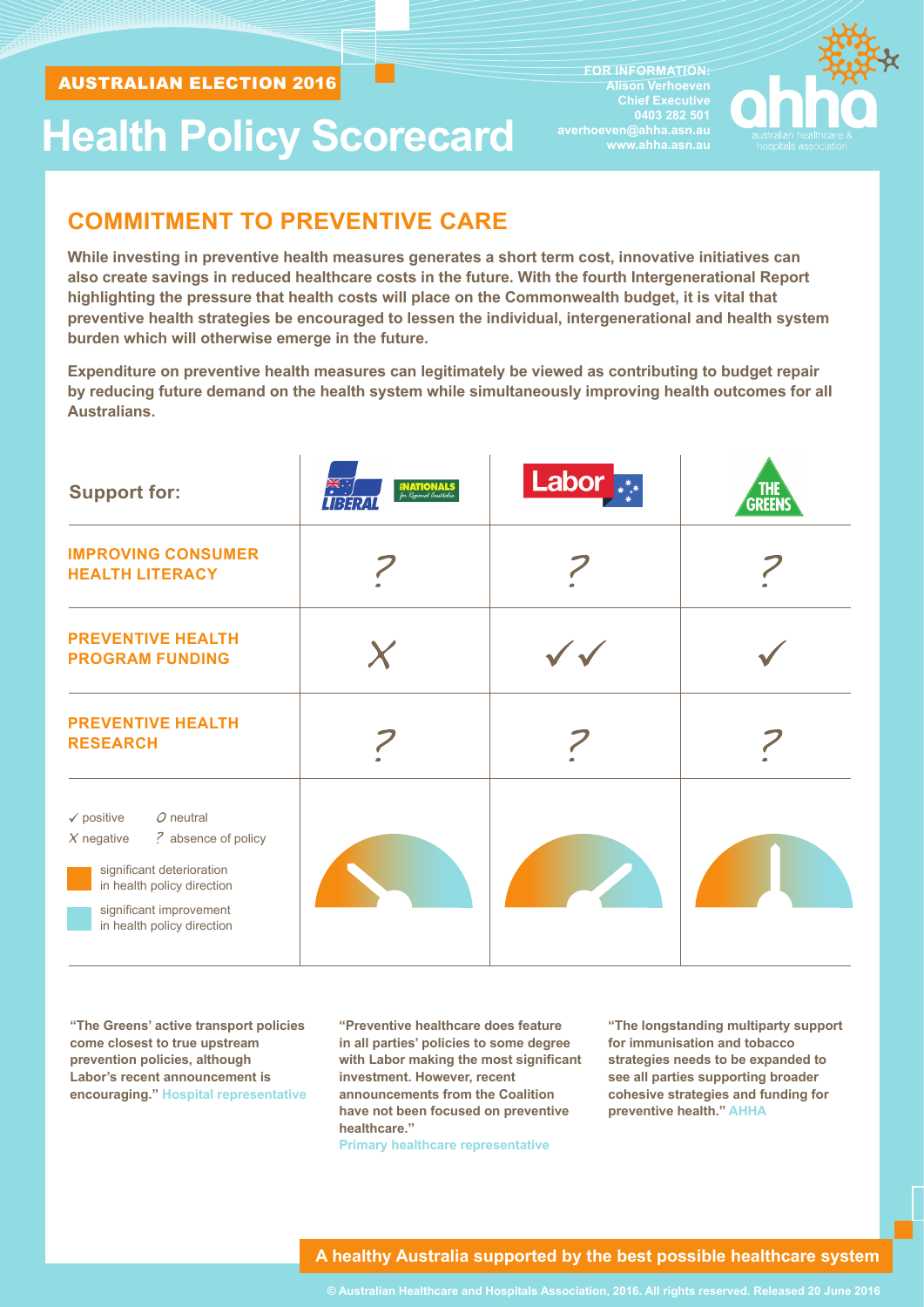AUSTRALIAN ELECTION 2016

# Health Policy Scorecard

FOR INFORMATION:
Alison Verhoeven
Chief Executive
0403 282 501
averhoeven@ahha.asn.au
www.ahha.asn.au

ahha australian healthcare & hospitals association

## COMMITMENT TO PREVENTIVE CARE

**While investing in preventive health measures generates a short term cost, innovative initiatives can also create savings in reduced healthcare costs in the future. With the fourth Intergenerational Report highlighting the pressure that health costs will place on the Commonwealth budget, it is vital that preventive health strategies be encouraged to lessen the individual, intergenerational and health system burden which will otherwise emerge in the future.**

**Expenditure on preventive health measures can legitimately be viewed as contributing to budget repair by reducing future demand on the health system while simultaneously improving health outcomes for all Australians.**

| Support for: | Liberal / Nationals | Labor | The Greens |
|---|---|---|---|
| IMPROVING CONSUMER HEALTH LITERACY | ? | ? | ? |
| PREVENTIVE HEALTH PROGRAM FUNDING | X | ✓✓ | ✓ |
| PREVENTIVE HEALTH RESEARCH | ? | ? | ? |

✓ positive    O neutral
X negative    ? absence of policy

significant deterioration in health policy direction

significant improvement in health policy direction

**"The Greens' active transport policies come closest to true upstream prevention policies, although Labor's recent announcement is encouraging."** Hospital representative

**"Preventive healthcare does feature in all parties' policies to some degree with Labor making the most significant investment. However, recent announcements from the Coalition have not been focused on preventive healthcare."** Primary healthcare representative

**"The longstanding multiparty support for immunisation and tobacco strategies needs to be expanded to see all parties supporting broader cohesive strategies and funding for preventive health."** AHHA

**A healthy Australia supported by the best possible healthcare system**

© Australian Healthcare and Hospitals Association, 2016. All rights reserved. Released 20 June 2016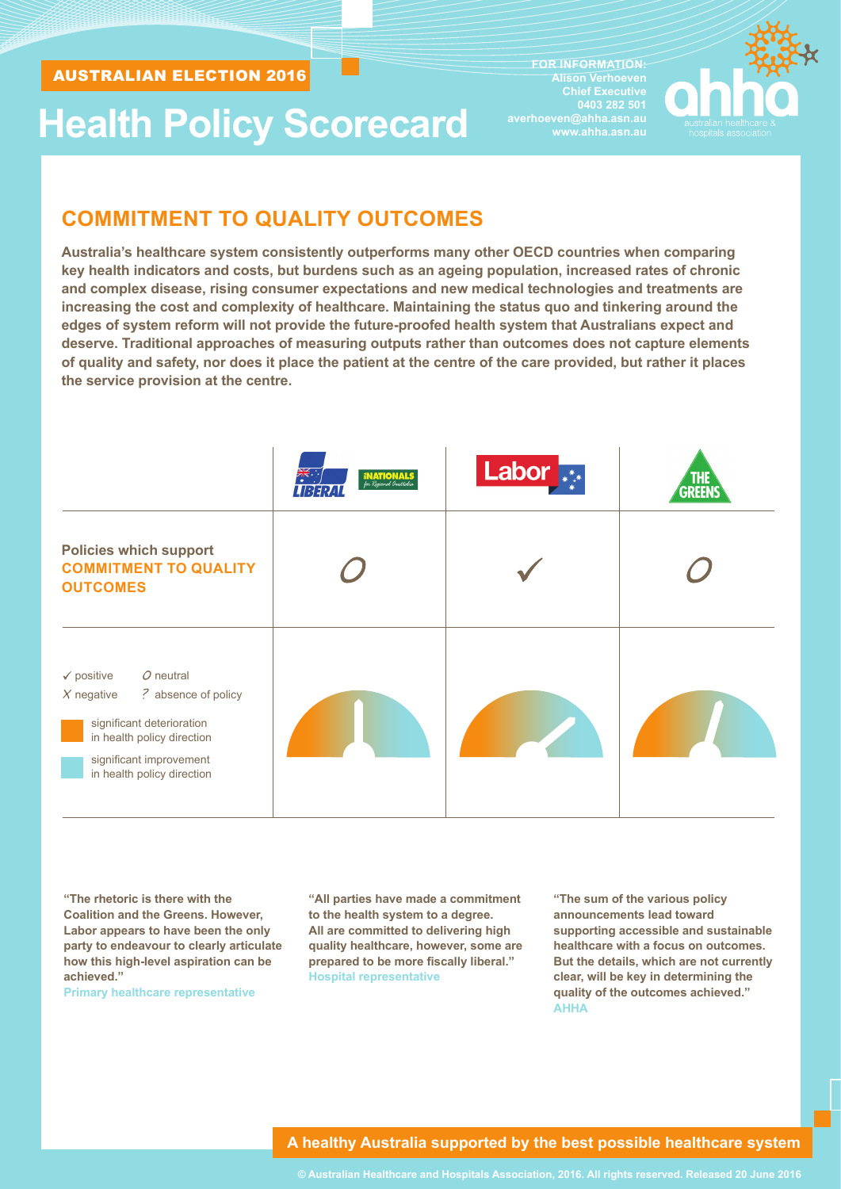AUSTRALIAN ELECTION 2016

# Health Policy Scorecard

FOR INFORMATION:
Alison Verhoeven
Chief Executive
0403 282 501
averhoeven@ahha.asn.au
www.ahha.asn.au

ahha australian healthcare & hospitals association

## COMMITMENT TO QUALITY OUTCOMES

**Australia's healthcare system consistently outperforms many other OECD countries when comparing key health indicators and costs, but burdens such as an ageing population, increased rates of chronic and complex disease, rising consumer expectations and new medical technologies and treatments are increasing the cost and complexity of healthcare. Maintaining the status quo and tinkering around the edges of system reform will not provide the future-proofed health system that Australians expect and deserve. Traditional approaches of measuring outputs rather than outcomes does not capture elements of quality and safety, nor does it place the patient at the centre of the care provided, but rather it places the service provision at the centre.**

| | LIBERAL / NATIONALS | Labor | THE GREENS |
|---|---|---|---|
| **Policies which support COMMITMENT TO QUALITY OUTCOMES** | O | ✓ | O |

✓ positive  O neutral  X negative  ? absence of policy

significant deterioration in health policy direction

significant improvement in health policy direction

**"The rhetoric is there with the Coalition and the Greens. However, Labor appears to have been the only party to endeavour to clearly articulate how this high-level aspiration can be achieved."**
Primary healthcare representative

**"All parties have made a commitment to the health system to a degree. All are committed to delivering high quality healthcare, however, some are prepared to be more fiscally liberal."**
Hospital representative

**"The sum of the various policy announcements lead toward supporting accessible and sustainable healthcare with a focus on outcomes. But the details, which are not currently clear, will be key in determining the quality of the outcomes achieved."**
AHHA

**A healthy Australia supported by the best possible healthcare system**

© Australian Healthcare and Hospitals Association, 2016. All rights reserved. Released 20 June 2016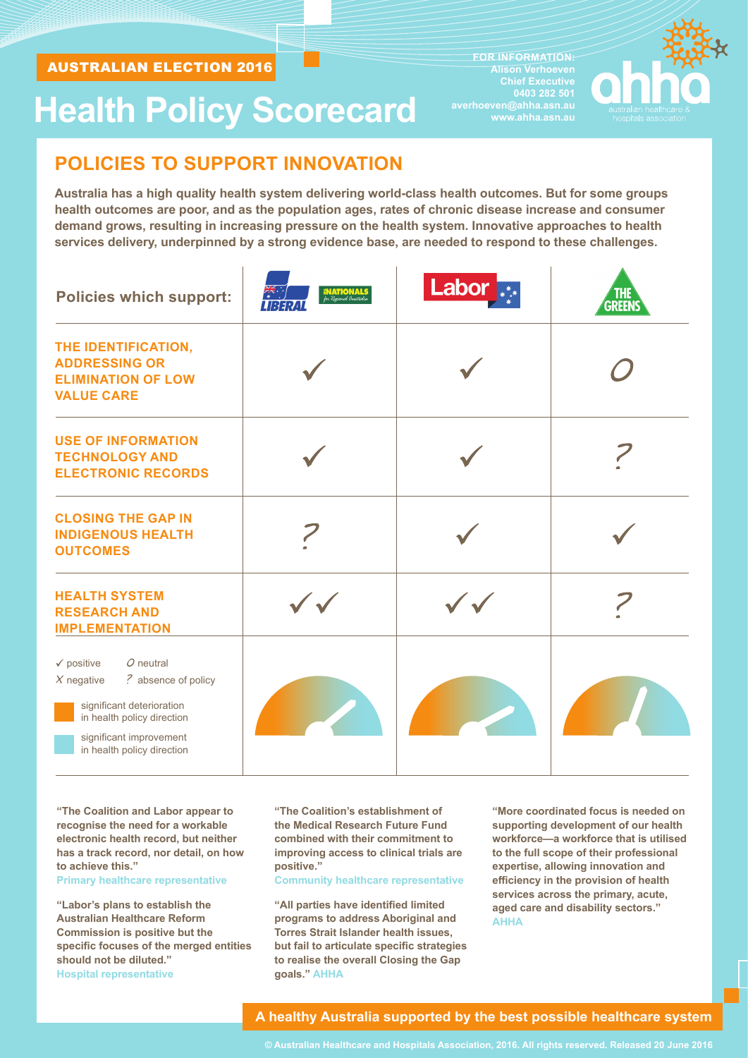AUSTRALIAN ELECTION 2016

# Health Policy Scorecard

FOR INFORMATION:
Alison Verhoeven
Chief Executive
0403 282 501
averhoeven@ahha.asn.au
www.ahha.asn.au

ahha australian healthcare & hospitals association

## POLICIES TO SUPPORT INNOVATION

**Australia has a high quality health system delivering world-class health outcomes. But for some groups health outcomes are poor, and as the population ages, rates of chronic disease increase and consumer demand grows, resulting in increasing pressure on the health system. Innovative approaches to health services delivery, underpinned by a strong evidence base, are needed to respond to these challenges.**

| Policies which support: | Liberal / Nationals | Labor | The Greens |
|---|---|---|---|
| THE IDENTIFICATION, ADDRESSING OR ELIMINATION OF LOW VALUE CARE | ✓ | ✓ | O |
| USE OF INFORMATION TECHNOLOGY AND ELECTRONIC RECORDS | ✓ | ✓ | ? |
| CLOSING THE GAP IN INDIGENOUS HEALTH OUTCOMES | ? | ✓ | ✓ |
| HEALTH SYSTEM RESEARCH AND IMPLEMENTATION | ✓✓ | ✓✓ | ? |

✓ positive  O neutral
X negative  ? absence of policy

significant deterioration in health policy direction

significant improvement in health policy direction

**"The Coalition and Labor appear to recognise the need for a workable electronic health record, but neither has a track record, nor detail, on how to achieve this."**
Primary healthcare representative

**"Labor's plans to establish the Australian Healthcare Reform Commission is positive but the specific focuses of the merged entities should not be diluted."**
Hospital representative

**"The Coalition's establishment of the Medical Research Future Fund combined with their commitment to improving access to clinical trials are positive."**
Community healthcare representative

**"All parties have identified limited programs to address Aboriginal and Torres Strait Islander health issues, but fail to articulate specific strategies to realise the overall Closing the Gap goals."** AHHA

**"More coordinated focus is needed on supporting development of our health workforce—a workforce that is utilised to the full scope of their professional expertise, allowing innovation and efficiency in the provision of health services across the primary, acute, aged care and disability sectors."**
AHHA

**A healthy Australia supported by the best possible healthcare system**

© Australian Healthcare and Hospitals Association, 2016. All rights reserved. Released 20 June 2016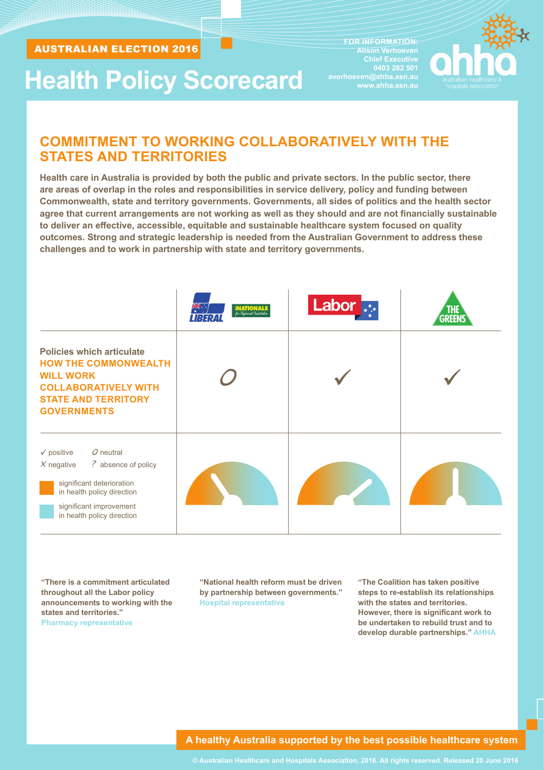AUSTRALIAN ELECTION 2016

# Health Policy Scorecard

FOR INFORMATION:
Alison Verhoeven
Chief Executive
0403 282 501
averhoeven@ahha.asn.au
www.ahha.asn.au

ahha australian healthcare & hospitals association

## COMMITMENT TO WORKING COLLABORATIVELY WITH THE STATES AND TERRITORIES

**Health care in Australia is provided by both the public and private sectors. In the public sector, there are areas of overlap in the roles and responsibilities in service delivery, policy and funding between Commonwealth, state and territory governments. Governments, all sides of politics and the health sector agree that current arrangements are not working as well as they should and are not financially sustainable to deliver an effective, accessible, equitable and sustainable healthcare system focused on quality outcomes. Strong and strategic leadership is needed from the Australian Government to address these challenges and to work in partnership with state and territory governments.**

| | Liberal / Nationals | Labor | The Greens |
|---|---|---|---|
| **Policies which articulate HOW THE COMMONWEALTH WILL WORK COLLABORATIVELY WITH STATE AND TERRITORY GOVERNMENTS** | O | ✓ | ✓ |

✓ positive   O neutral
X negative   ? absence of policy

significant deterioration in health policy direction

significant improvement in health policy direction

**"There is a commitment articulated throughout all the Labor policy announcements to working with the states and territories."** Pharmacy representative

**"National health reform must be driven by partnership between governments."** Hospital representative

**"The Coalition has taken positive steps to re-establish its relationships with the states and territories. However, there is significant work to be undertaken to rebuild trust and to develop durable partnerships."** AHHA

**A healthy Australia supported by the best possible healthcare system**

© Australian Healthcare and Hospitals Association, 2016. All rights reserved. Released 20 June 2016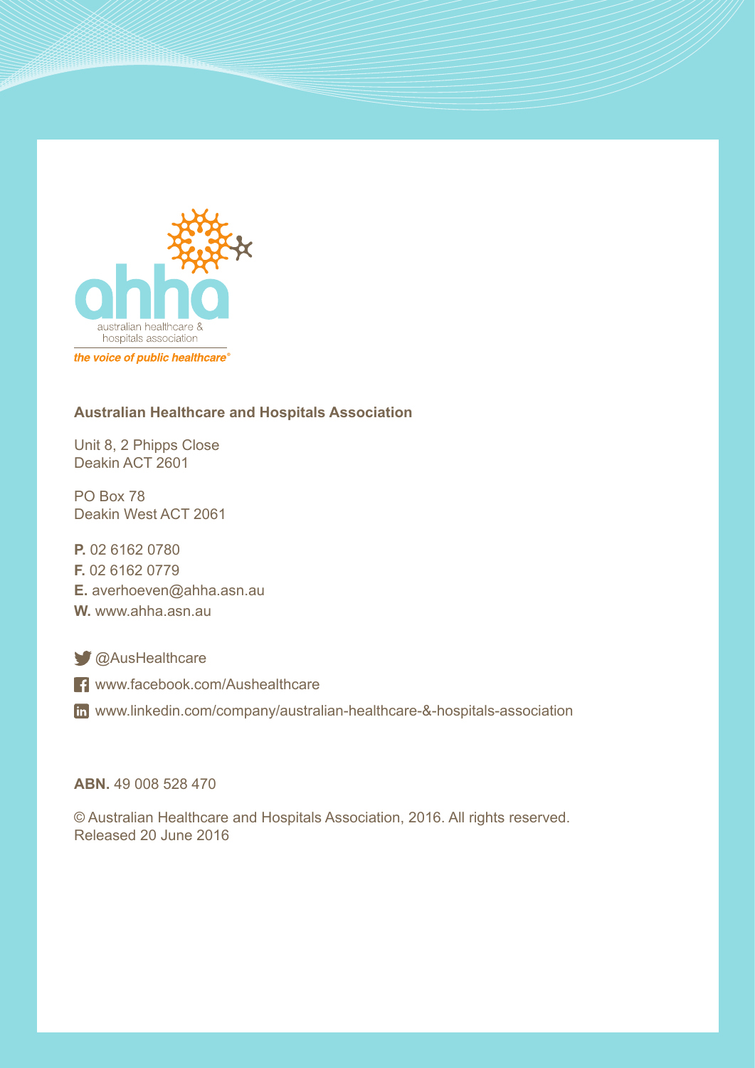ahha

australian healthcare & hospitals association

*the voice of public healthcare®*

**Australian Healthcare and Hospitals Association**

Unit 8, 2 Phipps Close
Deakin ACT 2601

PO Box 78
Deakin West ACT 2061

**P.** 02 6162 0780
**F.** 02 6162 0779
**E.** averhoeven@ahha.asn.au
**W.** www.ahha.asn.au

@AusHealthcare

www.facebook.com/Aushealthcare

www.linkedin.com/company/australian-healthcare-&-hospitals-association

**ABN.** 49 008 528 470

© Australian Healthcare and Hospitals Association, 2016. All rights reserved.
Released 20 June 2016